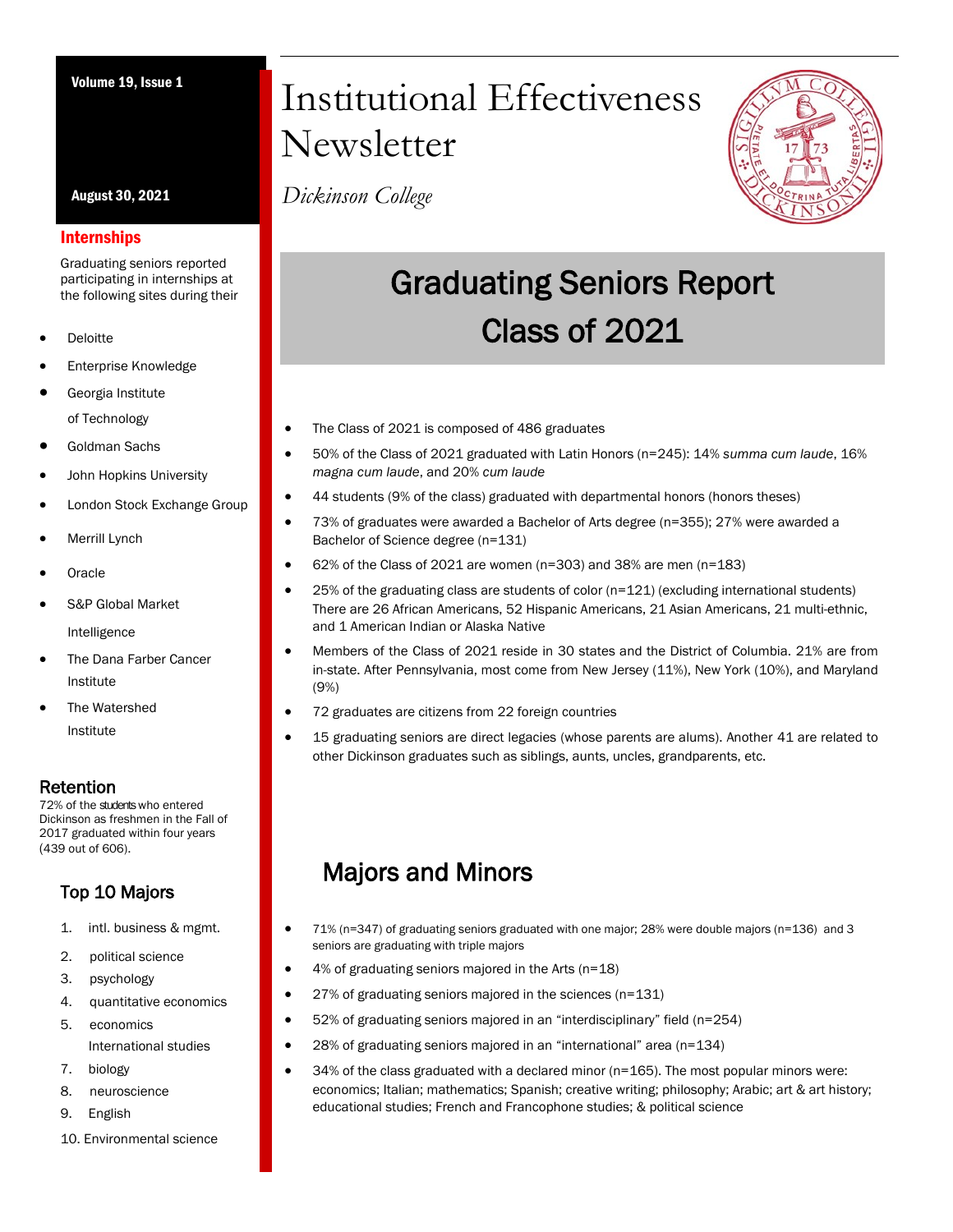# Institutional Effectiveness Newsletter

*Dickinson College*

Volume 19, Issue 1

August 30, 2021

## Graduating Seniors Report Class of 2021

- The Class of 2021 is composed of 486 graduates
- 50% of the Class of 2021 graduated with Latin Honors (n=245): 14% *summa cum laude*, 16% *magna cum laude*, and 20% *cum laude*
- 44 students (9% of the class) graduated with departmental honors (honors theses)
- 73% of graduates were awarded a Bachelor of Arts degree (n=355); 27% were awarded a Bachelor of Science degree (n=131)
- 62% of the Class of 2021 are women (n=303) and 38% are men (n=183)
- 25% of the graduating class are students of color (n=121) (excluding international students) There are 26 African Americans, 52 Hispanic Americans, 21 Asian Americans, 21 multi-ethnic, and 1 American Indian or Alaska Native
- Members of the Class of 2021 reside in 30 states and the District of Columbia. 21% are from in-state. After Pennsylvania, most come from New Jersey (11%), New York (10%), and Maryland (9%)
- 72 graduates are citizens from 22 foreign countries
- 15 graduating seniors are direct legacies (whose parents are alums). Another 41 are related to other Dickinson graduates such as siblings, aunts, uncles, grandparents, etc.

## Majors and Minors

- 71% (n=347) of graduating seniors graduated with one major; 28% were double majors (n=136) and 3 seniors are graduating with triple majors
- 4% of graduating seniors majored in the Arts (n=18)
- 27% of graduating seniors majored in the sciences (n=131)
- 52% of graduating seniors majored in an "interdisciplinary" field (n=254)
- 28% of graduating seniors majored in an "international" area (n=134)
- 34% of the class graduated with a declared minor (n=165). The most popular minors were: economics; Italian; mathematics; Spanish; creative writing; philosophy; Arabic; art & art history; educational studies; French and Francophone studies; & political science

### Internships

Graduating seniors reported participating in internships at the following sites during their

- Deloitte
- Enterprise Knowledge
- Georgia Institute of Technology
- Goldman Sachs
- John Hopkins University
- London Stock Exchange Group
- Merrill Lynch
- Oracle
- S&P Global Market Intelligence
- The Dana Farber Cancer Institute
- The Watershed Institute

### Retention

72% of the students who entered Dickinson as freshmen in the Fall of 2017 graduated within four years (439 out of 606).

### Top 10 Majors

1. intl. business & mgmt.
2. political science
3. psychology
4. quantitative economics
5. economics
   International studies
7. biology
8. neuroscience
9. English
10. Environmental science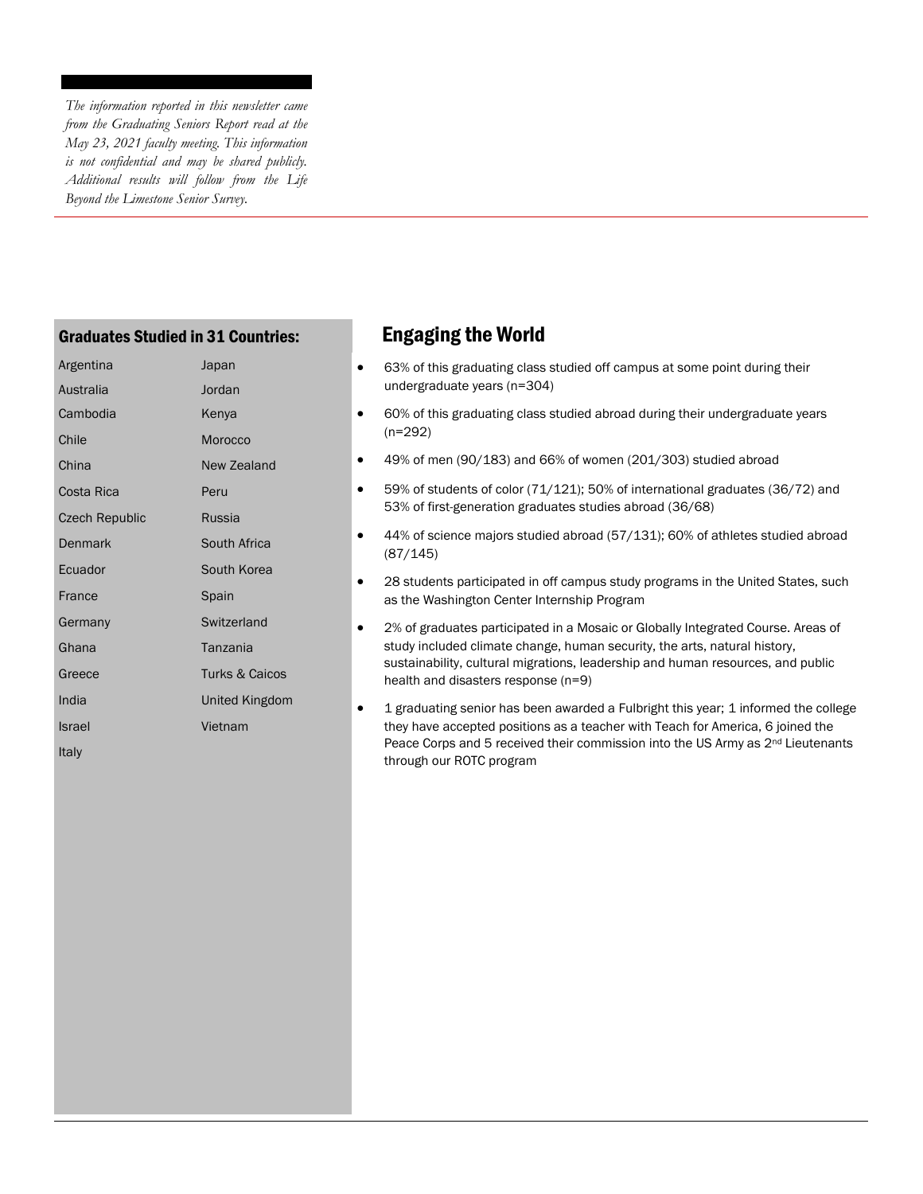*The information reported in this newsletter came from the Graduating Seniors Report read at the May 23, 2021 faculty meeting. This information is not confidential and may be shared publicly. Additional results will follow from the Life Beyond the Limestone Senior Survey.*

## Graduates Studied in 31 Countries:

Argentina
Australia
Cambodia
Chile
China
Costa Rica
Czech Republic
Denmark
Ecuador
France
Germany
Ghana
Greece
India
Israel
Italy
Japan
Jordan
Kenya
Morocco
New Zealand
Peru
Russia
South Africa
South Korea
Spain
Switzerland
Tanzania
Turks & Caicos
United Kingdom
Vietnam

## Engaging the World

- 63% of this graduating class studied off campus at some point during their undergraduate years (n=304)
- 60% of this graduating class studied abroad during their undergraduate years (n=292)
- 49% of men (90/183) and 66% of women (201/303) studied abroad
- 59% of students of color (71/121); 50% of international graduates (36/72) and 53% of first-generation graduates studies abroad (36/68)
- 44% of science majors studied abroad (57/131); 60% of athletes studied abroad (87/145)
- 28 students participated in off campus study programs in the United States, such as the Washington Center Internship Program
- 2% of graduates participated in a Mosaic or Globally Integrated Course. Areas of study included climate change, human security, the arts, natural history, sustainability, cultural migrations, leadership and human resources, and public health and disasters response (n=9)
- 1 graduating senior has been awarded a Fulbright this year; 1 informed the college they have accepted positions as a teacher with Teach for America, 6 joined the Peace Corps and 5 received their commission into the US Army as 2nd Lieutenants through our ROTC program